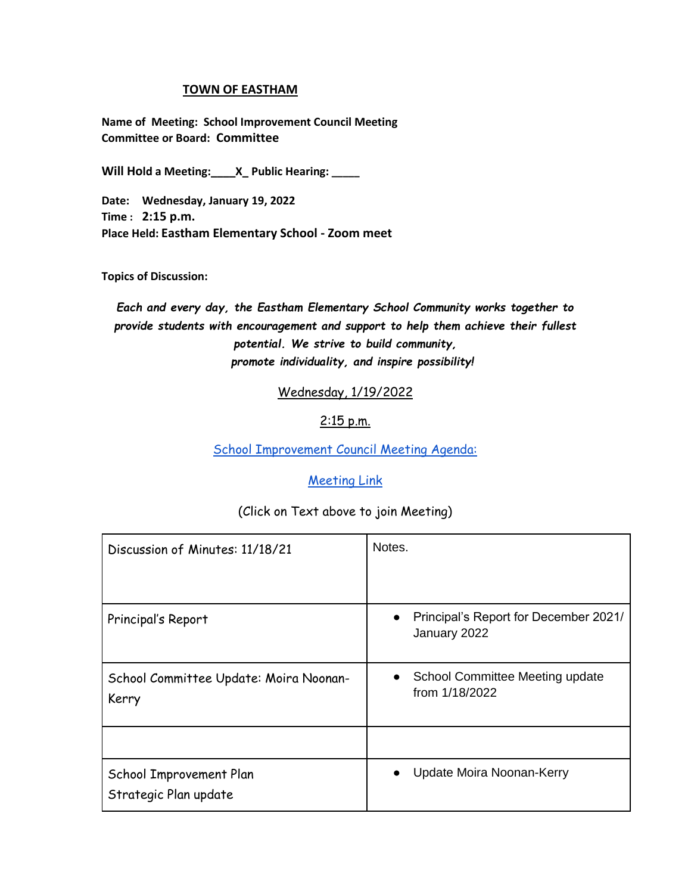# TOWN OF EASTHAM

**Name of Meeting: School Improvement Council Meeting**
**Committee or Board: Committee**

**Will Hold a Meeting:____X_ Public Hearing: _____**

**Date: Wednesday, January 19, 2022**
**Time : 2:15 p.m.**
**Place Held: Eastham Elementary School - Zoom meet**

**Topics of Discussion:**

***Each and every day, the Eastham Elementary School Community works together to provide students with encouragement and support to help them achieve their fullest potential. We strive to build community, promote individuality, and inspire possibility!***

Wednesday, 1/19/2022

2:15 p.m.

School Improvement Council Meeting Agenda:

Meeting Link

(Click on Text above to join Meeting)

| | |
|---|---|
| Discussion of Minutes: 11/18/21 | Notes. |
| Principal's Report | • Principal's Report for December 2021/ January 2022 |
| School Committee Update: Moira Noonan-Kerry | • School Committee Meeting update from 1/18/2022 |
| | |
| School Improvement Plan<br>Strategic Plan update | • Update Moira Noonan-Kerry |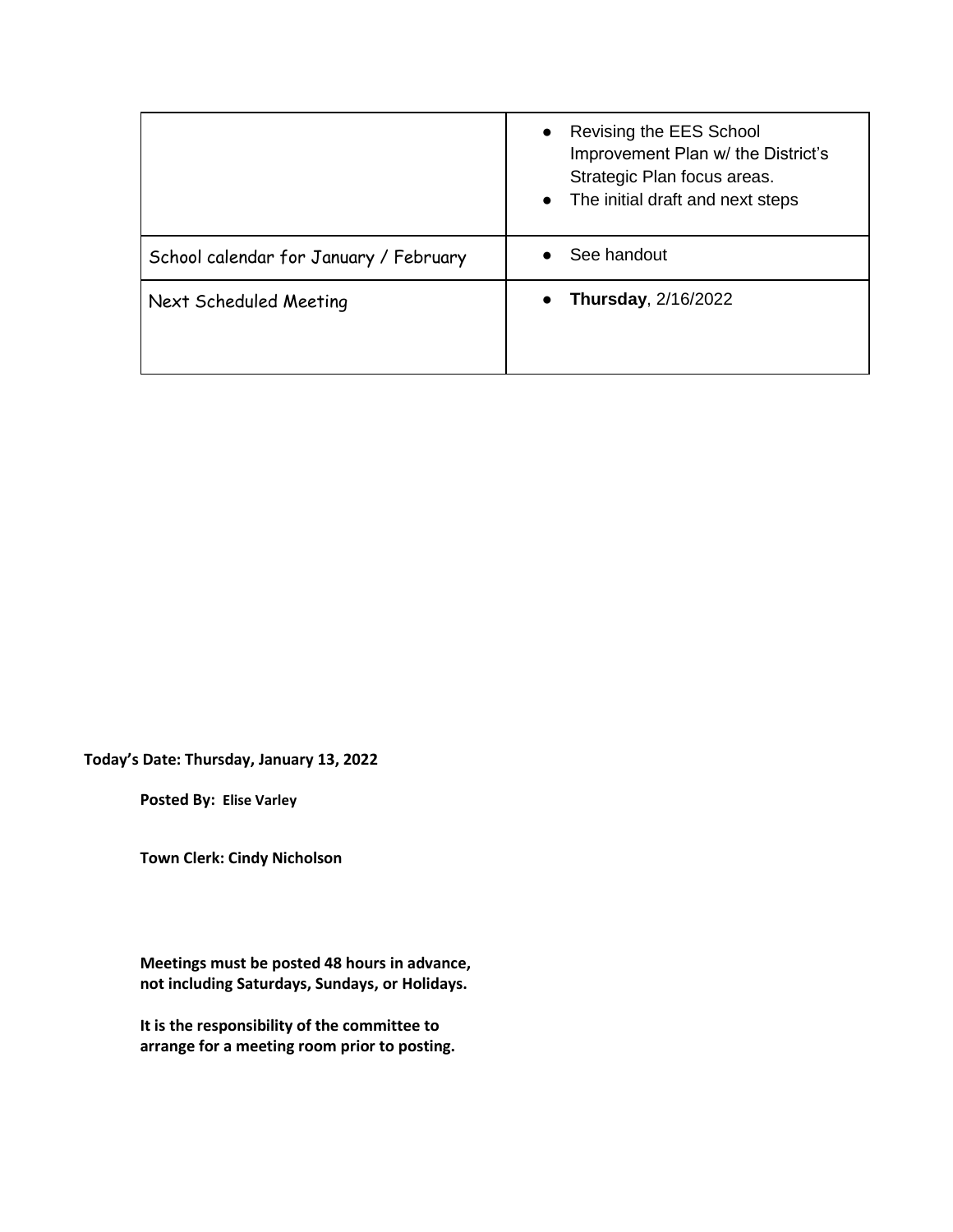| | |
|---|---|
| | ● Revising the EES School Improvement Plan w/ the District's Strategic Plan focus areas.<br>● The initial draft and next steps |
| School calendar for January / February | ● See handout |
| Next Scheduled Meeting | ● **Thursday**, 2/16/2022 |

**Today's Date: Thursday, January 13, 2022**

**Posted By: Elise Varley**

**Town Clerk: Cindy Nicholson**

**Meetings must be posted 48 hours in advance, not including Saturdays, Sundays, or Holidays.**

**It is the responsibility of the committee to arrange for a meeting room prior to posting.**